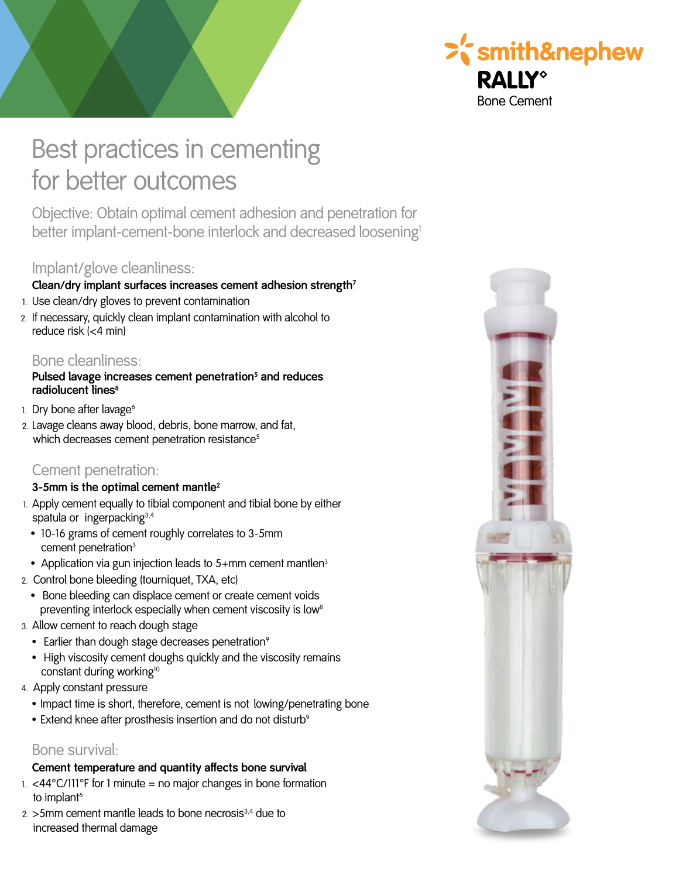smith&nephew

RALLY°

Bone Cement

# Best practices in cementing for better outcomes

Objective: Obtain optimal cement adhesion and penetration for better implant-cement-bone interlock and decreased loosening[1]

## Implant/glove cleanliness:

**Clean/dry implant surfaces increases cement adhesion strength[7]**

1. Use clean/dry gloves to prevent contamination
2. If necessary, quickly clean implant contamination with alcohol to reduce risk (<4 min)

## Bone cleanliness:

**Pulsed lavage increases cement penetration[5] and reduces radiolucent lines[8]**

1. Dry bone after lavage[6]
2. Lavage cleans away blood, debris, bone marrow, and fat, which decreases cement penetration resistance[5]

## Cement penetration:

**3-5mm is the optimal cement mantle[2]**

1. Apply cement equally to tibial component and tibial bone by either spatula or ingerpacking[3,4]
   - 10-16 grams of cement roughly correlates to 3-5mm cement penetration[3]
   - Application via gun injection leads to 5+mm cement mantlen[3]
2. Control bone bleeding (tourniquet, TXA, etc)
   - Bone bleeding can displace cement or create cement voids preventing interlock especially when cement viscosity is low[8]
3. Allow cement to reach dough stage
   - Earlier than dough stage decreases penetration[9]
   - High viscosity cement doughs quickly and the viscosity remains constant during working[10]
4. Apply constant pressure
   - Impact time is short, therefore, cement is not lowing/penetrating bone
   - Extend knee after prosthesis insertion and do not disturb[9]

## Bone survival:

**Cement temperature and quantity affects bone survival**

1. <44°C/111°F for 1 minute = no major changes in bone formation to implant[6]
2. >5mm cement mantle leads to bone necrosis[3,4] due to increased thermal damage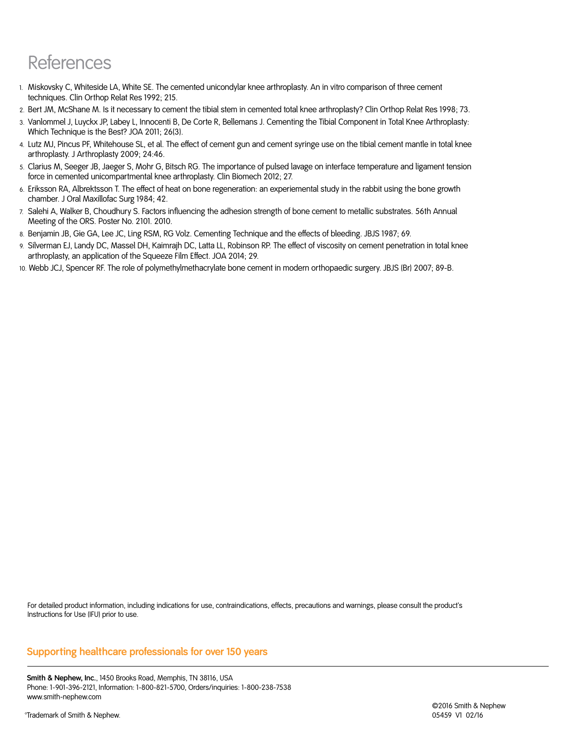# References

1. Miskovsky C, Whiteside LA, White SE. The cemented unicondylar knee arthroplasty. An in vitro comparison of three cement techniques. Clin Orthop Relat Res 1992; 215.
2. Bert JM, McShane M. Is it necessary to cement the tibial stem in cemented total knee arthroplasty? Clin Orthop Relat Res 1998; 73.
3. Vanlommel J, Luyckx JP, Labey L, Innocenti B, De Corte R, Bellemans J. Cementing the Tibial Component in Total Knee Arthroplasty: Which Technique is the Best? JOA 2011; 26(3).
4. Lutz MJ, Pincus PF, Whitehouse SL, et al. The effect of cement gun and cement syringe use on the tibial cement mantle in total knee arthroplasty. J Arthroplasty 2009; 24:46.
5. Clarius M, Seeger JB, Jaeger S, Mohr G, Bitsch RG. The importance of pulsed lavage on interface temperature and ligament tension force in cemented unicompartmental knee arthroplasty. Clin Biomech 2012; 27.
6. Eriksson RA, Albrektsson T. The effect of heat on bone regeneration: an experiemental study in the rabbit using the bone growth chamber. J Oral Maxillofac Surg 1984; 42.
7. Salehi A, Walker B, Choudhury S. Factors influencing the adhesion strength of bone cement to metallic substrates. 56th Annual Meeting of the ORS. Poster No. 2101. 2010.
8. Benjamin JB, Gie GA, Lee JC, Ling RSM, RG Volz. Cementing Technique and the effects of bleeding. JBJS 1987; 69.
9. Silverman EJ, Landy DC, Massel DH, Kaimrajh DC, Latta LL, Robinson RP. The effect of viscosity on cement penetration in total knee arthroplasty, an application of the Squeeze Film Effect. JOA 2014; 29.
10. Webb JCJ, Spencer RF. The role of polymethylmethacrylate bone cement in modern orthopaedic surgery. JBJS (Br) 2007; 89-B.

For detailed product information, including indications for use, contraindications, effects, precautions and warnings, please consult the product's Instructions for Use (IFU) prior to use.

**Supporting healthcare professionals for over 150 years**

**Smith & Nephew, Inc.**, 1450 Brooks Road, Memphis, TN 38116, USA
Phone: 1-901-396-2121, Information: 1-800-821-5700, Orders/inquiries: 1-800-238-7538
www.smith-nephew.com

°Trademark of Smith & Nephew.

©2016 Smith & Nephew
05459 V1 02/16